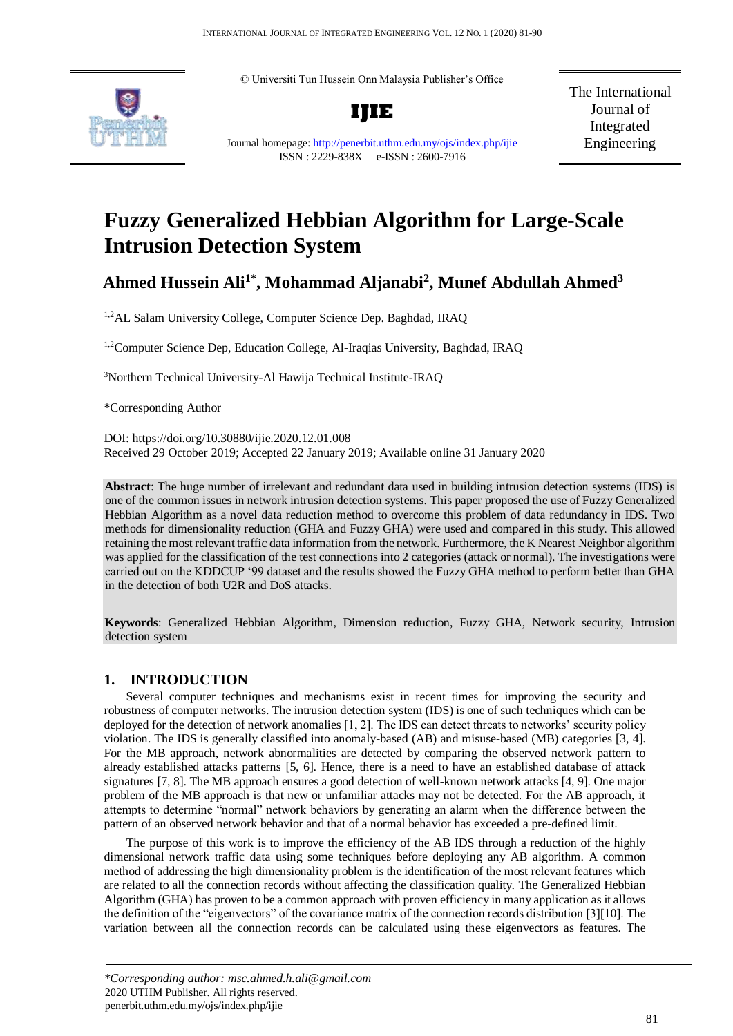© Universiti Tun Hussein Onn Malaysia Publisher's Office

**IJIE**

Journal homepage: http://penerbit.uthm.edu.my/ojs/index.php/ijie
ISSN : 2229-838X e-ISSN : 2600-7916

The International Journal of Integrated Engineering

# Fuzzy Generalized Hebbian Algorithm for Large-Scale Intrusion Detection System

## Ahmed Hussein Ali[1*], Mohammad Aljanabi[2], Munef Abdullah Ahmed[3]

[1,2]AL Salam University College, Computer Science Dep. Baghdad, IRAQ

[1,2]Computer Science Dep, Education College, Al-Iraqias University, Baghdad, IRAQ

[3]Northern Technical University-Al Hawija Technical Institute-IRAQ

*Corresponding Author

DOI: https://doi.org/10.30880/ijie.2020.12.01.008
Received 29 October 2019; Accepted 22 January 2019; Available online 31 January 2020

**Abstract**: The huge number of irrelevant and redundant data used in building intrusion detection systems (IDS) is one of the common issues in network intrusion detection systems. This paper proposed the use of Fuzzy Generalized Hebbian Algorithm as a novel data reduction method to overcome this problem of data redundancy in IDS. Two methods for dimensionality reduction (GHA and Fuzzy GHA) were used and compared in this study. This allowed retaining the most relevant traffic data information from the network. Furthermore, the K Nearest Neighbor algorithm was applied for the classification of the test connections into 2 categories (attack or normal). The investigations were carried out on the KDDCUP '99 dataset and the results showed the Fuzzy GHA method to perform better than GHA in the detection of both U2R and DoS attacks.

**Keywords**: Generalized Hebbian Algorithm, Dimension reduction, Fuzzy GHA, Network security, Intrusion detection system

## 1. INTRODUCTION

Several computer techniques and mechanisms exist in recent times for improving the security and robustness of computer networks. The intrusion detection system (IDS) is one of such techniques which can be deployed for the detection of network anomalies [1, 2]. The IDS can detect threats to networks' security policy violation. The IDS is generally classified into anomaly-based (AB) and misuse-based (MB) categories [3, 4]. For the MB approach, network abnormalities are detected by comparing the observed network pattern to already established attacks patterns [5, 6]. Hence, there is a need to have an established database of attack signatures [7, 8]. The MB approach ensures a good detection of well-known network attacks [4, 9]. One major problem of the MB approach is that new or unfamiliar attacks may not be detected. For the AB approach, it attempts to determine "normal" network behaviors by generating an alarm when the difference between the pattern of an observed network behavior and that of a normal behavior has exceeded a pre-defined limit.

The purpose of this work is to improve the efficiency of the AB IDS through a reduction of the highly dimensional network traffic data using some techniques before deploying any AB algorithm. A common method of addressing the high dimensionality problem is the identification of the most relevant features which are related to all the connection records without affecting the classification quality. The Generalized Hebbian Algorithm (GHA) has proven to be a common approach with proven efficiency in many application as it allows the definition of the "eigenvectors" of the covariance matrix of the connection records distribution [3][10]. The variation between all the connection records can be calculated using these eigenvectors as features. The

*\*Corresponding author: msc.ahmed.h.ali@gmail.com*
2020 UTHM Publisher. All rights reserved.
penerbit.uthm.edu.my/ojs/index.php/ijie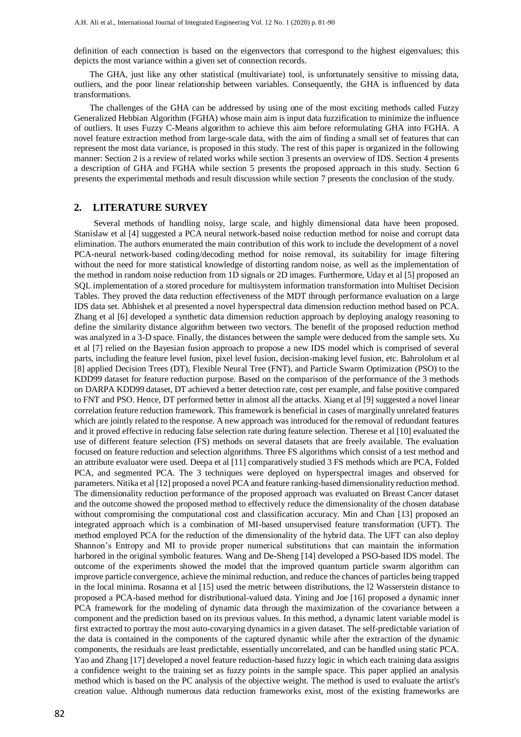definition of each connection is based on the eigenvectors that correspond to the highest eigenvalues; this depicts the most variance within a given set of connection records.

The GHA, just like any other statistical (multivariate) tool, is unfortunately sensitive to missing data, outliers, and the poor linear relationship between variables. Consequently, the GHA is influenced by data transformations.

The challenges of the GHA can be addressed by using one of the most exciting methods called Fuzzy Generalized Hebbian Algorithm (FGHA) whose main aim is input data fuzzification to minimize the influence of outliers. It uses Fuzzy C-Means algorithm to achieve this aim before reformulating GHA into FGHA. A novel feature extraction method from large-scale data, with the aim of finding a small set of features that can represent the most data variance, is proposed in this study. The rest of this paper is organized in the following manner: Section 2 is a review of related works while section 3 presents an overview of IDS. Section 4 presents a description of GHA and FGHA while section 5 presents the proposed approach in this study. Section 6 presents the experimental methods and result discussion while section 7 presents the conclusion of the study.

## 2. LITERATURE SURVEY

Several methods of handling noisy, large scale, and highly dimensional data have been proposed. Stanislaw et al [4] suggested a PCA neural network-based noise reduction method for noise and corrupt data elimination. The authors enumerated the main contribution of this work to include the development of a novel PCA-neural network-based coding/decoding method for noise removal, its suitability for image filtering without the need for more statistical knowledge of distorting random noise, as well as the implementation of the method in random noise reduction from 1D signals or 2D images. Furthermore, Uday et al [5] proposed an SQL implementation of a stored procedure for multisystem information transformation into Multiset Decision Tables. They proved the data reduction effectiveness of the MDT through performance evaluation on a large IDS data set. Abhishek et al presented a novel hyperspectral data dimension reduction method based on PCA. Zhang et al [6] developed a synthetic data dimension reduction approach by deploying analogy reasoning to define the similarity distance algorithm between two vectors. The benefit of the proposed reduction method was analyzed in a 3-D space. Finally, the distances between the sample were deduced from the sample sets. Xu et al [7] relied on the Bayesian fusion approach to propose a new IDS model which is comprised of several parts, including the feature level fusion, pixel level fusion, decision-making level fusion, etc. Bahrololum et al [8] applied Decision Trees (DT), Flexible Neural Tree (FNT), and Particle Swarm Optimization (PSO) to the KDD99 dataset for feature reduction purpose. Based on the comparison of the performance of the 3 methods on DARPA KDD99 dataset, DT achieved a better detection rate, cost per example, and false positive compared to FNT and PSO. Hence, DT performed better in almost all the attacks. Xiang et al [9] suggested a novel linear correlation feature reduction framework. This framework is beneficial in cases of marginally unrelated features which are jointly related to the response. A new approach was introduced for the removal of redundant features and it proved effective in reducing false selection rate during feature selection. Therese et al [10] evaluated the use of different feature selection (FS) methods on several datasets that are freely available. The evaluation focused on feature reduction and selection algorithms. Three FS algorithms which consist of a test method and an attribute evaluator were used. Deepa et al [11] comparatively studied 3 FS methods which are PCA, Folded PCA, and segmented PCA. The 3 techniques were deployed on hyperspectral images and observed for parameters. Nitika et al [12] proposed a novel PCA and feature ranking-based dimensionality reduction method. The dimensionality reduction performance of the proposed approach was evaluated on Breast Cancer dataset and the outcome showed the proposed method to effectively reduce the dimensionality of the chosen database without compromising the computational cost and classification accuracy. Min and Chan [13] proposed an integrated approach which is a combination of MI-based unsupervised feature transformation (UFT). The method employed PCA for the reduction of the dimensionality of the hybrid data. The UFT can also deploy Shannon's Entropy and MI to provide proper numerical substitutions that can maintain the information harbored in the original symbolic features. Wang and De-Sheng [14] developed a PSO-based IDS model. The outcome of the experiments showed the model that the improved quantum particle swarm algorithm can improve particle convergence, achieve the minimal reduction, and reduce the chances of particles being trapped in the local minima. Rosanna et al [15] used the metric between distributions, the l2 Wasserstein distance to proposed a PCA-based method for distributional-valued data. Yining and Joe [16] proposed a dynamic inner PCA framework for the modeling of dynamic data through the maximization of the covariance between a component and the prediction based on its previous values. In this method, a dynamic latent variable model is first extracted to portray the most auto-covarying dynamics in a given dataset. The self-predictable variation of the data is contained in the components of the captured dynamic while after the extraction of the dynamic components, the residuals are least predictable, essentially uncorrelated, and can be handled using static PCA. Yao and Zhang [17] developed a novel feature reduction-based fuzzy logic in which each training data assigns a confidence weight to the training set as fuzzy points in the sample space. This paper applied an analysis method which is based on the PC analysis of the objective weight. The method is used to evaluate the artist's creation value. Although numerous data reduction frameworks exist, most of the existing frameworks are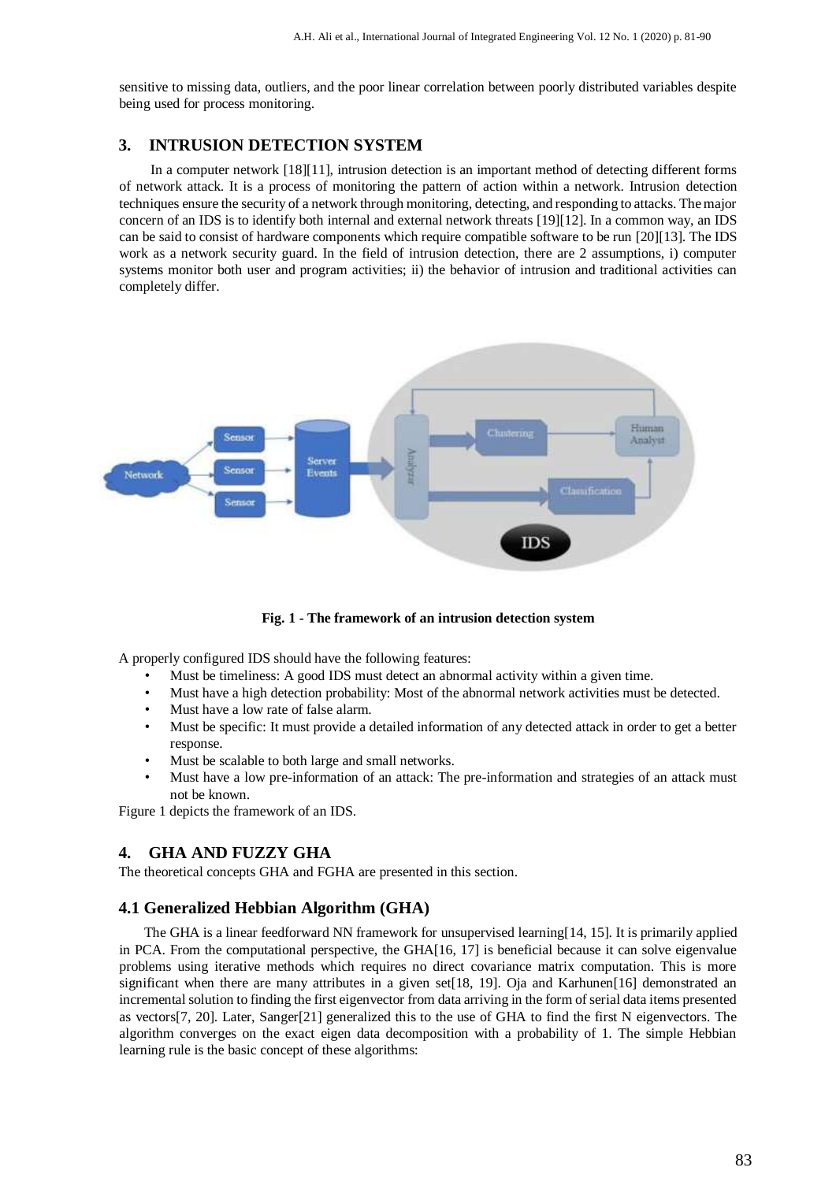sensitive to missing data, outliers, and the poor linear correlation between poorly distributed variables despite being used for process monitoring.

## 3. INTRUSION DETECTION SYSTEM

In a computer network [18][11], intrusion detection is an important method of detecting different forms of network attack. It is a process of monitoring the pattern of action within a network. Intrusion detection techniques ensure the security of a network through monitoring, detecting, and responding to attacks. The major concern of an IDS is to identify both internal and external network threats [19][12]. In a common way, an IDS can be said to consist of hardware components which require compatible software to be run [20][13]. The IDS work as a network security guard. In the field of intrusion detection, there are 2 assumptions, i) computer systems monitor both user and program activities; ii) the behavior of intrusion and traditional activities can completely differ.

**Fig. 1 - The framework of an intrusion detection system**

A properly configured IDS should have the following features:

- Must be timeliness: A good IDS must detect an abnormal activity within a given time.
- Must have a high detection probability: Most of the abnormal network activities must be detected.
- Must have a low rate of false alarm.
- Must be specific: It must provide a detailed information of any detected attack in order to get a better response.
- Must be scalable to both large and small networks.
- Must have a low pre-information of an attack: The pre-information and strategies of an attack must not be known.

Figure 1 depicts the framework of an IDS.

## 4. GHA AND FUZZY GHA

The theoretical concepts GHA and FGHA are presented in this section.

### 4.1 Generalized Hebbian Algorithm (GHA)

The GHA is a linear feedforward NN framework for unsupervised learning[14, 15]. It is primarily applied in PCA. From the computational perspective, the GHA[16, 17] is beneficial because it can solve eigenvalue problems using iterative methods which requires no direct covariance matrix computation. This is more significant when there are many attributes in a given set[18, 19]. Oja and Karhunen[16] demonstrated an incremental solution to finding the first eigenvector from data arriving in the form of serial data items presented as vectors[7, 20]. Later, Sanger[21] generalized this to the use of GHA to find the first N eigenvectors. The algorithm converges on the exact eigen data decomposition with a probability of 1. The simple Hebbian learning rule is the basic concept of these algorithms: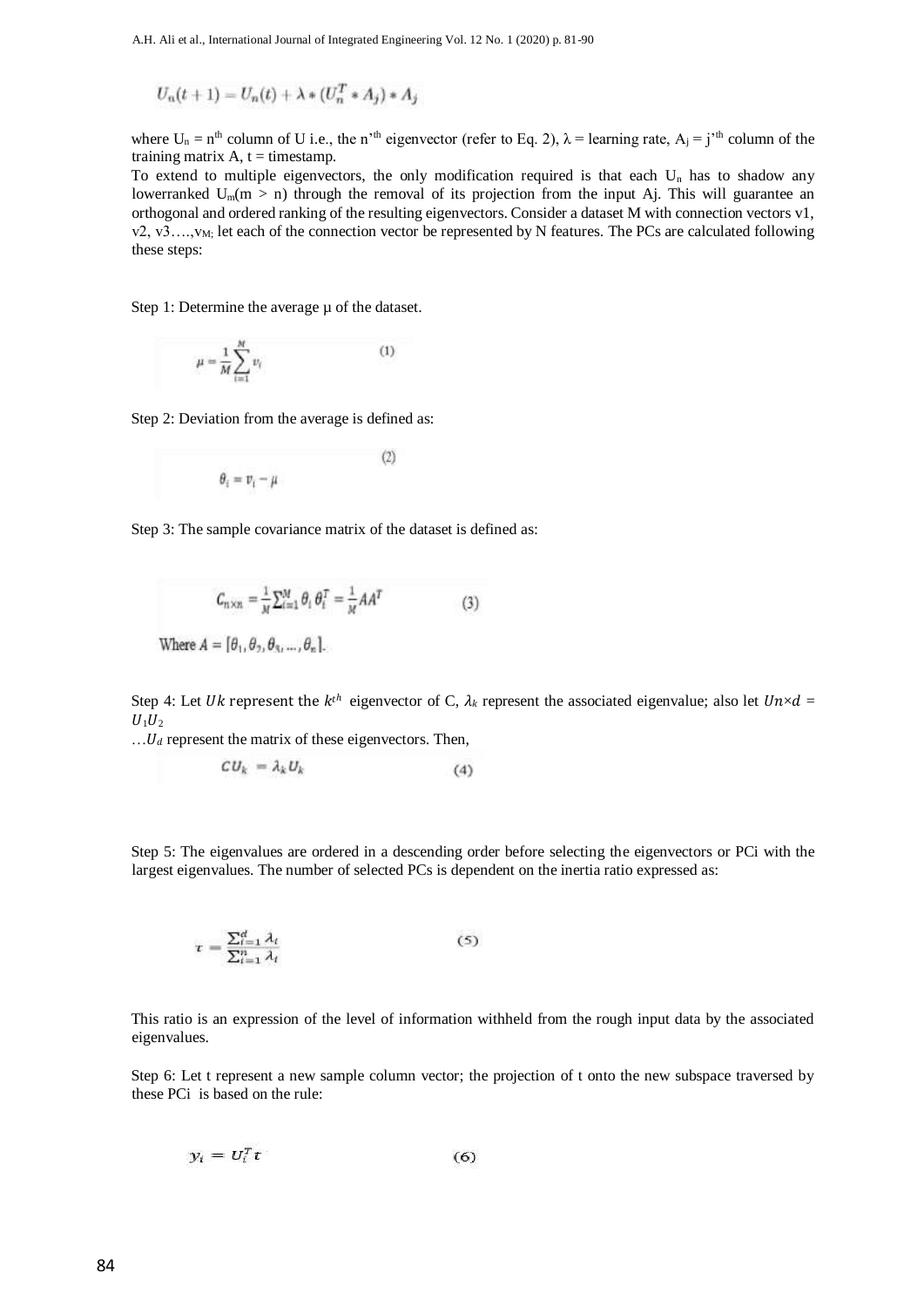$$U_n(t+1) = U_n(t) + \lambda * (U_n^T * A_j) * A_j$$

where $U_n$ = $n^{th}$ column of U i.e., the n'$^{th}$ eigenvector (refer to Eq. 2), $\lambda$ = learning rate, $A_j$ = j'$^{th}$ column of the training matrix A, t = timestamp.

To extend to multiple eigenvectors, the only modification required is that each $U_n$ has to shadow any lowerranked $U_m(m > n)$ through the removal of its projection from the input Aj. This will guarantee an orthogonal and ordered ranking of the resulting eigenvectors. Consider a dataset M with connection vectors v1, v2, v3….,$v_M$; let each of the connection vector be represented by N features. The PCs are calculated following these steps:

Step 1: Determine the average μ of the dataset.

$$\mu = \frac{1}{M}\sum_{i=1}^{M} v_i \qquad (1)$$

Step 2: Deviation from the average is defined as:

$$\theta_i = v_i - \mu \qquad (2)$$

Step 3: The sample covariance matrix of the dataset is defined as:

$$C_{n\times n} = \frac{1}{M}\sum_{i=1}^{M} \theta_i \theta_i^T = \frac{1}{M}AA^T \qquad (3)$$

Where $A = [\theta_1, \theta_2, \theta_3, \ldots, \theta_n]$.

Step 4: Let $Uk$ represent the $k^{th}$ eigenvector of C, $\lambda_k$ represent the associated eigenvalue; also let $Un\times d$ = $U_1U_2$ …$U_d$ represent the matrix of these eigenvectors. Then,

$$CU_k = \lambda_k U_k \qquad (4)$$

Step 5: The eigenvalues are ordered in a descending order before selecting the eigenvectors or PCi with the largest eigenvalues. The number of selected PCs is dependent on the inertia ratio expressed as:

$$\tau = \frac{\sum_{i=1}^{d} \lambda_i}{\sum_{i=1}^{n} \lambda_i} \qquad (5)$$

This ratio is an expression of the level of information withheld from the rough input data by the associated eigenvalues.

Step 6: Let t represent a new sample column vector; the projection of t onto the new subspace traversed by these PCi is based on the rule:

$$y_i = U_i^T t \qquad (6)$$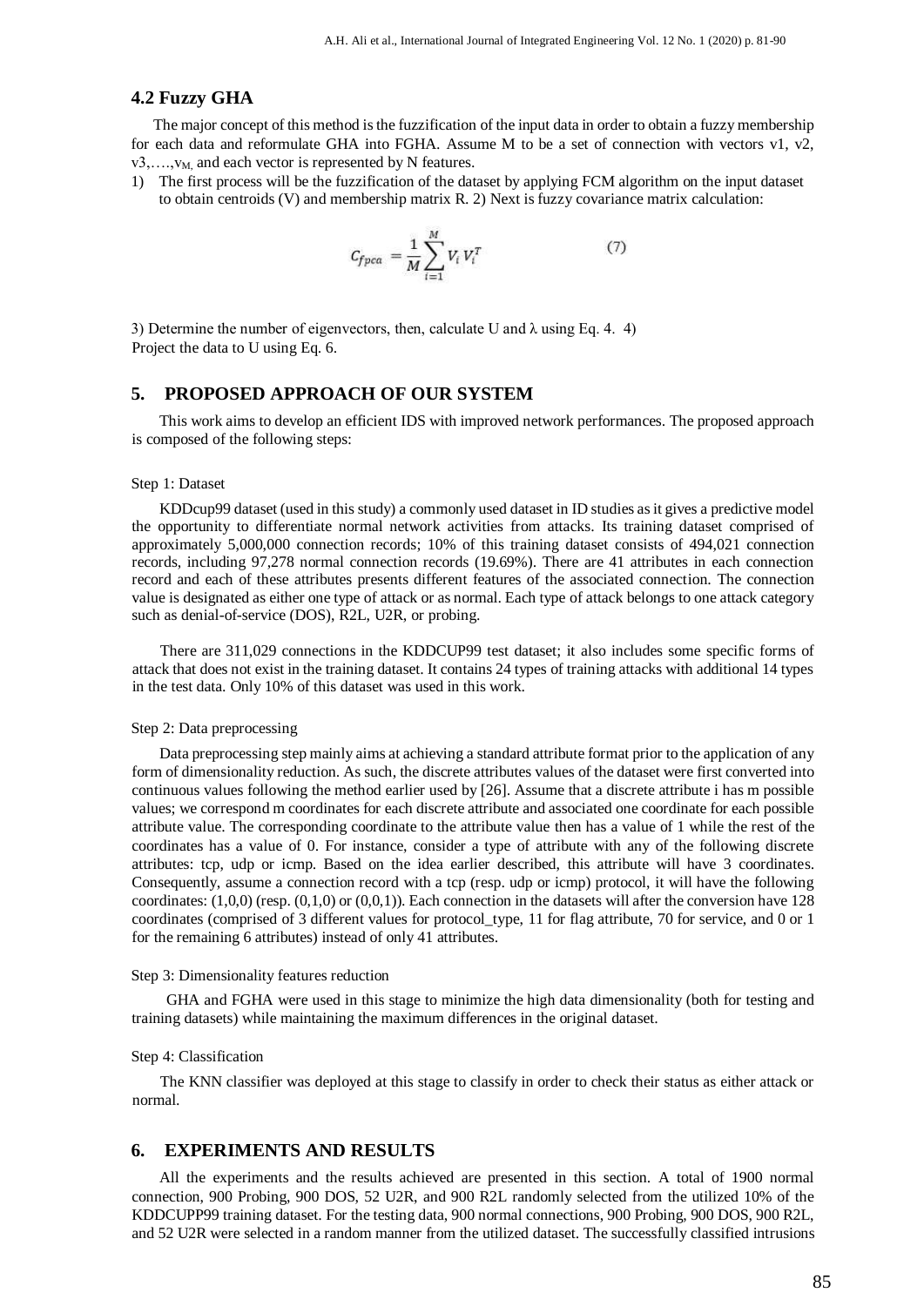### 4.2 Fuzzy GHA

The major concept of this method is the fuzzification of the input data in order to obtain a fuzzy membership for each data and reformulate GHA into FGHA. Assume M to be a set of connection with vectors v1, v2, v3,….,$v_M$, and each vector is represented by N features.

1) The first process will be the fuzzification of the dataset by applying FCM algorithm on the input dataset to obtain centroids (V) and membership matrix R. 2) Next is fuzzy covariance matrix calculation:

$$C_{fpca} = \frac{1}{M}\sum_{i=1}^{M} V_i V_i^T \tag{7}$$

3) Determine the number of eigenvectors, then, calculate U and λ using Eq. 4. 4) Project the data to U using Eq. 6.

## 5. PROPOSED APPROACH OF OUR SYSTEM

This work aims to develop an efficient IDS with improved network performances. The proposed approach is composed of the following steps:

Step 1: Dataset

KDDcup99 dataset (used in this study) a commonly used dataset in ID studies as it gives a predictive model the opportunity to differentiate normal network activities from attacks. Its training dataset comprised of approximately 5,000,000 connection records; 10% of this training dataset consists of 494,021 connection records, including 97,278 normal connection records (19.69%). There are 41 attributes in each connection record and each of these attributes presents different features of the associated connection. The connection value is designated as either one type of attack or as normal. Each type of attack belongs to one attack category such as denial-of-service (DOS), R2L, U2R, or probing.

There are 311,029 connections in the KDDCUP99 test dataset; it also includes some specific forms of attack that does not exist in the training dataset. It contains 24 types of training attacks with additional 14 types in the test data. Only 10% of this dataset was used in this work.

Step 2: Data preprocessing

Data preprocessing step mainly aims at achieving a standard attribute format prior to the application of any form of dimensionality reduction. As such, the discrete attributes values of the dataset were first converted into continuous values following the method earlier used by [26]. Assume that a discrete attribute i has m possible values; we correspond m coordinates for each discrete attribute and associated one coordinate for each possible attribute value. The corresponding coordinate to the attribute value then has a value of 1 while the rest of the coordinates has a value of 0. For instance, consider a type of attribute with any of the following discrete attributes: tcp, udp or icmp. Based on the idea earlier described, this attribute will have 3 coordinates. Consequently, assume a connection record with a tcp (resp. udp or icmp) protocol, it will have the following coordinates: (1,0,0) (resp. (0,1,0) or (0,0,1)). Each connection in the datasets will after the conversion have 128 coordinates (comprised of 3 different values for protocol_type, 11 for flag attribute, 70 for service, and 0 or 1 for the remaining 6 attributes) instead of only 41 attributes.

Step 3: Dimensionality features reduction

GHA and FGHA were used in this stage to minimize the high data dimensionality (both for testing and training datasets) while maintaining the maximum differences in the original dataset.

Step 4: Classification

The KNN classifier was deployed at this stage to classify in order to check their status as either attack or normal.

## 6. EXPERIMENTS AND RESULTS

All the experiments and the results achieved are presented in this section. A total of 1900 normal connection, 900 Probing, 900 DOS, 52 U2R, and 900 R2L randomly selected from the utilized 10% of the KDDCUPP99 training dataset. For the testing data, 900 normal connections, 900 Probing, 900 DOS, 900 R2L, and 52 U2R were selected in a random manner from the utilized dataset. The successfully classified intrusions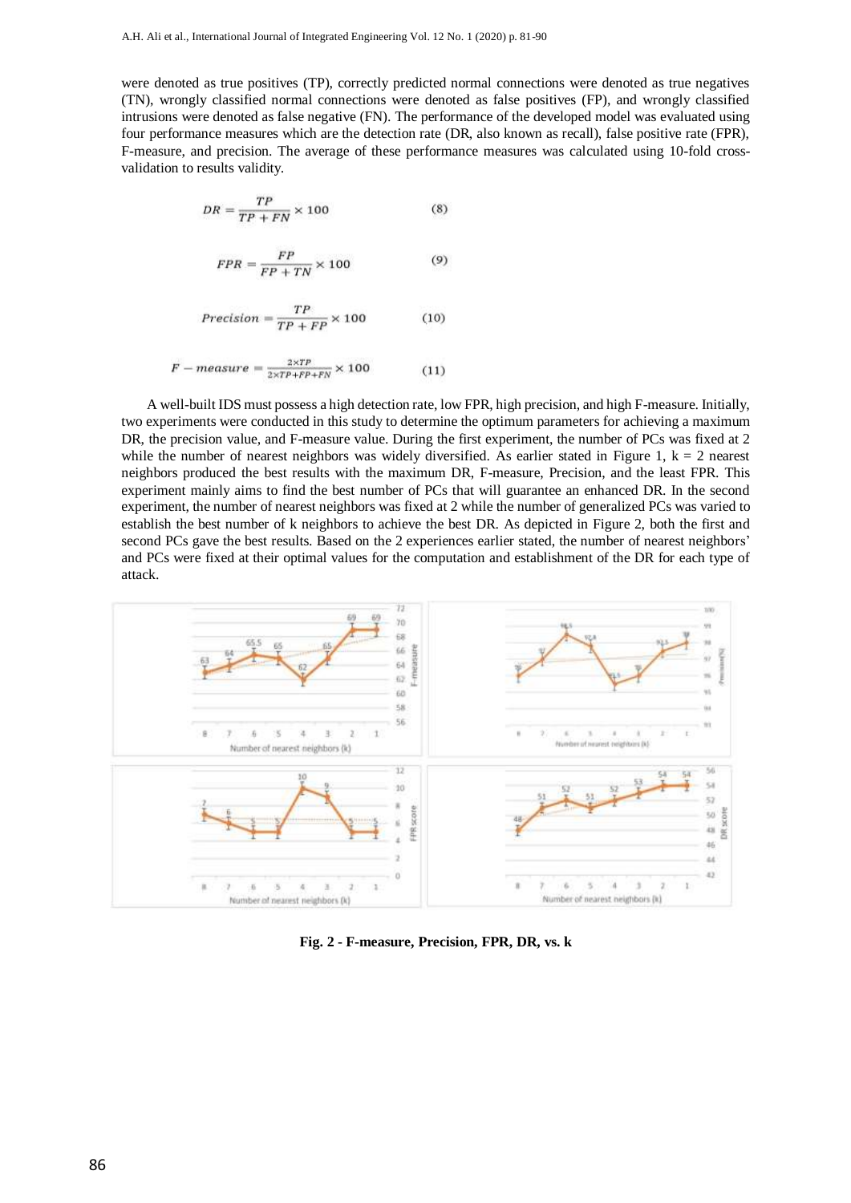were denoted as true positives (TP), correctly predicted normal connections were denoted as true negatives (TN), wrongly classified normal connections were denoted as false positives (FP), and wrongly classified intrusions were denoted as false negative (FN). The performance of the developed model was evaluated using four performance measures which are the detection rate (DR, also known as recall), false positive rate (FPR), F-measure, and precision. The average of these performance measures was calculated using 10-fold cross-validation to results validity.

$$DR = \frac{TP}{TP + FN} \times 100 \tag{8}$$

$$FPR = \frac{FP}{FP + TN} \times 100 \tag{9}$$

$$Precision = \frac{TP}{TP + FP} \times 100 \tag{10}$$

$$F - measure = \frac{2 \times TP}{2 \times TP + FP + FN} \times 100 \tag{11}$$

A well-built IDS must possess a high detection rate, low FPR, high precision, and high F-measure. Initially, two experiments were conducted in this study to determine the optimum parameters for achieving a maximum DR, the precision value, and F-measure value. During the first experiment, the number of PCs was fixed at 2 while the number of nearest neighbors was widely diversified. As earlier stated in Figure 1, $k = 2$ nearest neighbors produced the best results with the maximum DR, F-measure, Precision, and the least FPR. This experiment mainly aims to find the best number of PCs that will guarantee an enhanced DR. In the second experiment, the number of nearest neighbors was fixed at 2 while the number of generalized PCs was varied to establish the best number of k neighbors to achieve the best DR. As depicted in Figure 2, both the first and second PCs gave the best results. Based on the 2 experiences earlier stated, the number of nearest neighbors' and PCs were fixed at their optimal values for the computation and establishment of the DR for each type of attack.

**Fig. 2 - F-measure, Precision, FPR, DR, vs. k**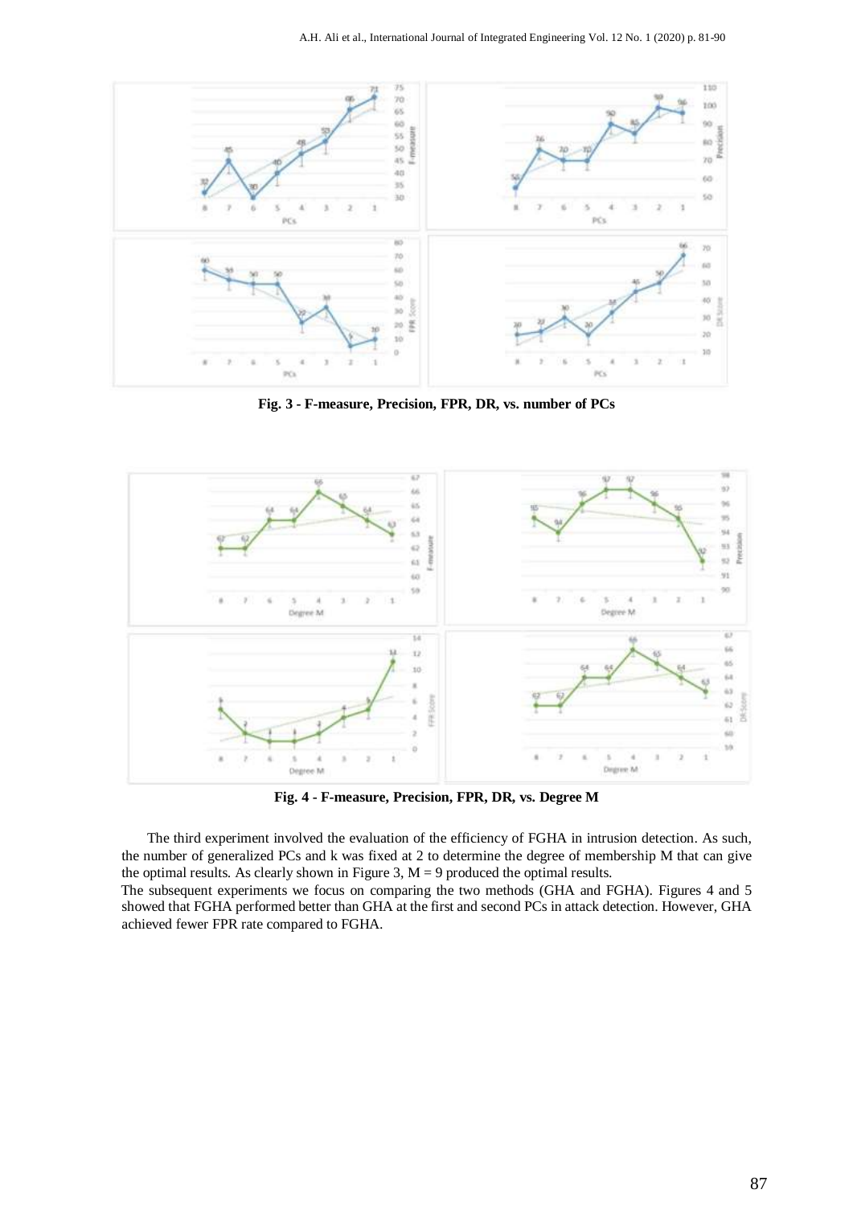**Fig. 3 - F-measure, Precision, FPR, DR, vs. number of PCs**

**Fig. 4 - F-measure, Precision, FPR, DR, vs. Degree M**

The third experiment involved the evaluation of the efficiency of FGHA in intrusion detection. As such, the number of generalized PCs and k was fixed at 2 to determine the degree of membership M that can give the optimal results. As clearly shown in Figure 3, M = 9 produced the optimal results.

The subsequent experiments we focus on comparing the two methods (GHA and FGHA). Figures 4 and 5 showed that FGHA performed better than GHA at the first and second PCs in attack detection. However, GHA achieved fewer FPR rate compared to FGHA.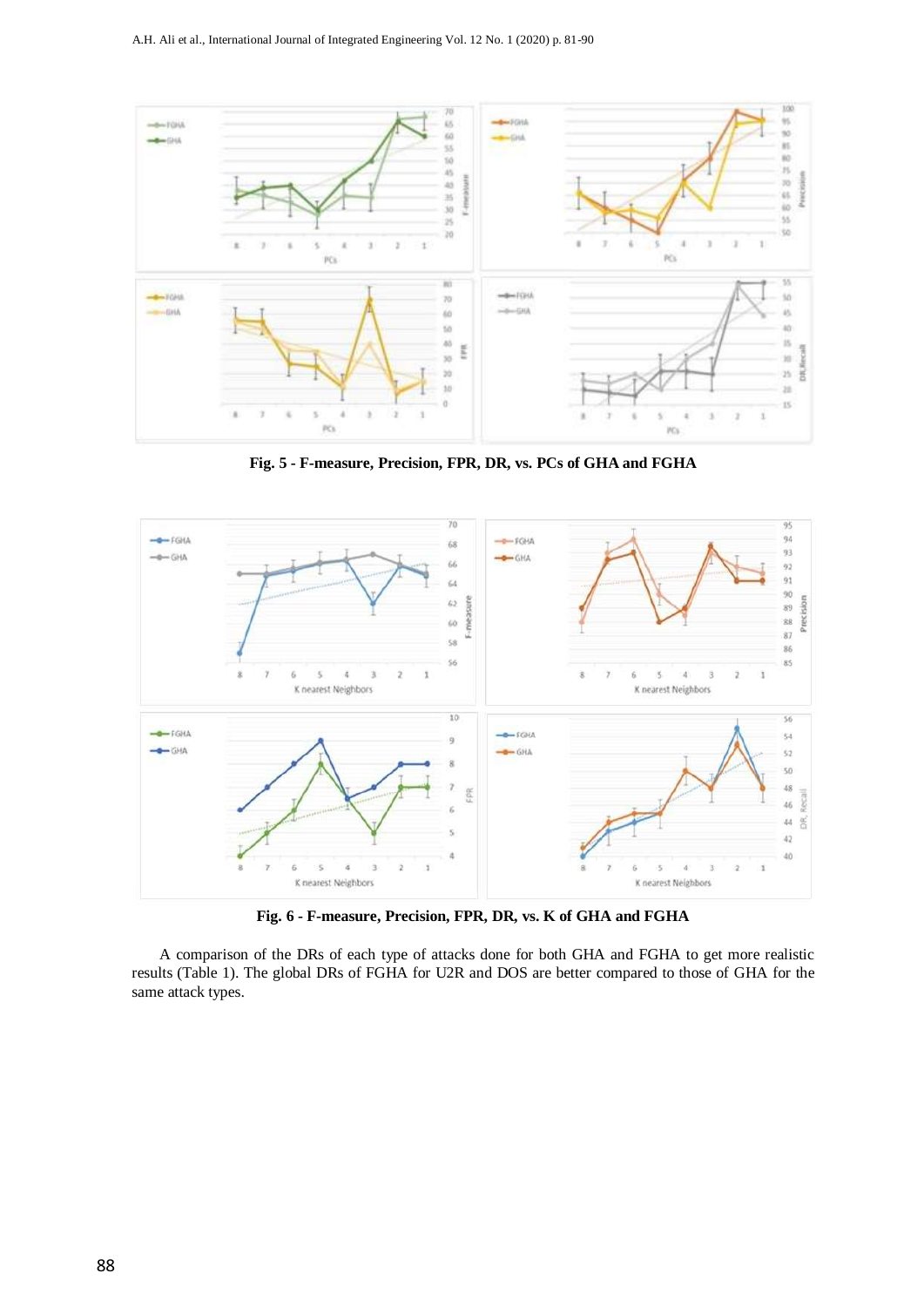**Fig. 5 - F-measure, Precision, FPR, DR, vs. PCs of GHA and FGHA**

**Fig. 6 - F-measure, Precision, FPR, DR, vs. K of GHA and FGHA**

A comparison of the DRs of each type of attacks done for both GHA and FGHA to get more realistic results (Table 1). The global DRs of FGHA for U2R and DOS are better compared to those of GHA for the same attack types.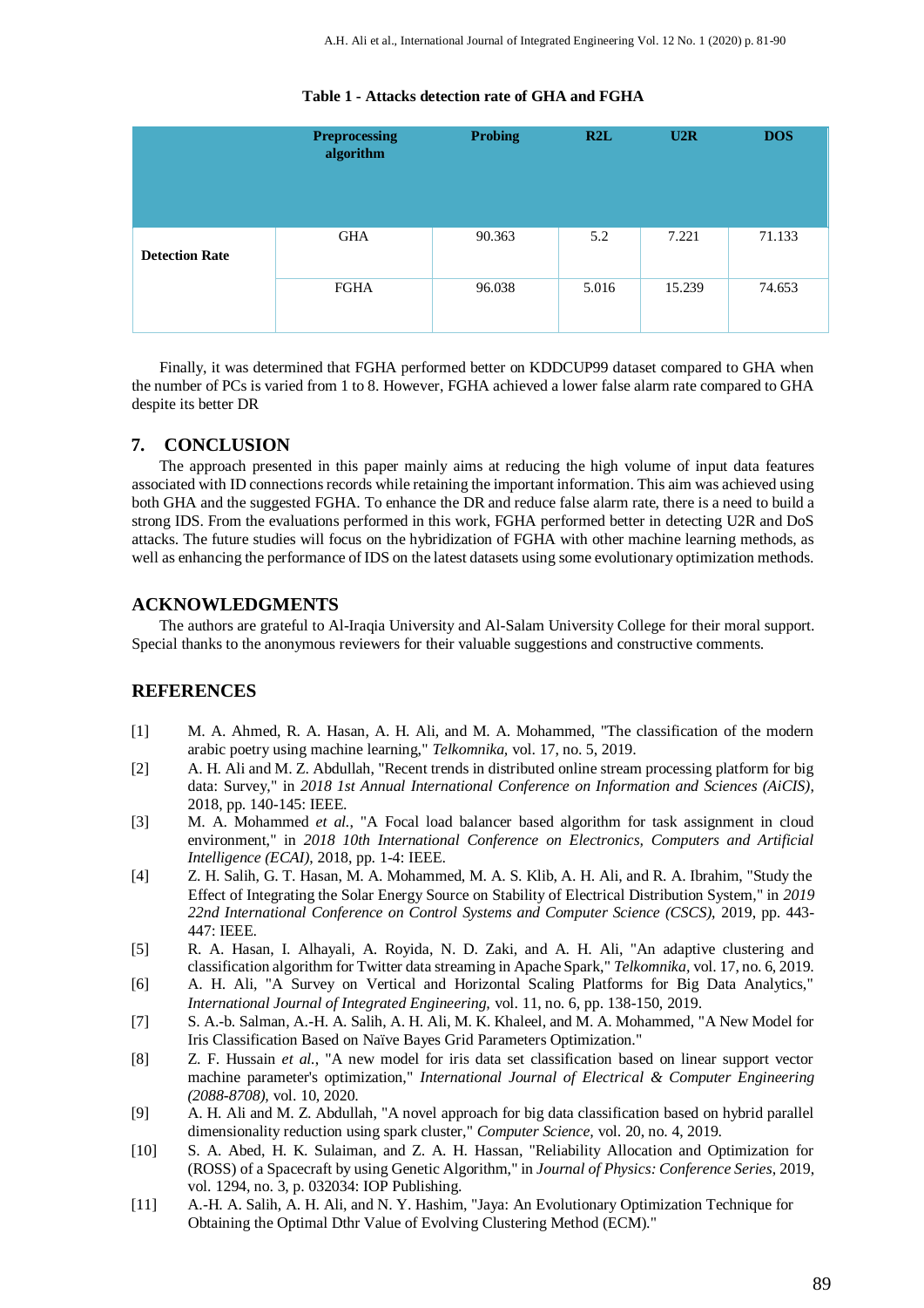**Table 1 - Attacks detection rate of GHA and FGHA**

| | Preprocessing algorithm | Probing | R2L | U2R | DOS |
|---|---|---|---|---|---|
| **Detection Rate** | GHA | 90.363 | 5.2 | 7.221 | 71.133 |
| | FGHA | 96.038 | 5.016 | 15.239 | 74.653 |

Finally, it was determined that FGHA performed better on KDDCUP99 dataset compared to GHA when the number of PCs is varied from 1 to 8. However, FGHA achieved a lower false alarm rate compared to GHA despite its better DR

## 7. CONCLUSION

The approach presented in this paper mainly aims at reducing the high volume of input data features associated with ID connections records while retaining the important information. This aim was achieved using both GHA and the suggested FGHA. To enhance the DR and reduce false alarm rate, there is a need to build a strong IDS. From the evaluations performed in this work, FGHA performed better in detecting U2R and DoS attacks. The future studies will focus on the hybridization of FGHA with other machine learning methods, as well as enhancing the performance of IDS on the latest datasets using some evolutionary optimization methods.

## ACKNOWLEDGMENTS

The authors are grateful to Al-Iraqia University and Al-Salam University College for their moral support. Special thanks to the anonymous reviewers for their valuable suggestions and constructive comments.

## REFERENCES

[1] M. A. Ahmed, R. A. Hasan, A. H. Ali, and M. A. Mohammed, "The classification of the modern arabic poetry using machine learning," *Telkomnika,* vol. 17, no. 5, 2019.

[2] A. H. Ali and M. Z. Abdullah, "Recent trends in distributed online stream processing platform for big data: Survey," in *2018 1st Annual International Conference on Information and Sciences (AiCIS)*, 2018, pp. 140-145: IEEE.

[3] M. A. Mohammed *et al.*, "A Focal load balancer based algorithm for task assignment in cloud environment," in *2018 10th International Conference on Electronics, Computers and Artificial Intelligence (ECAI)*, 2018, pp. 1-4: IEEE.

[4] Z. H. Salih, G. T. Hasan, M. A. Mohammed, M. A. S. Klib, A. H. Ali, and R. A. Ibrahim, "Study the Effect of Integrating the Solar Energy Source on Stability of Electrical Distribution System," in *2019 22nd International Conference on Control Systems and Computer Science (CSCS)*, 2019, pp. 443-447: IEEE.

[5] R. A. Hasan, I. Alhayali, A. Royida, N. D. Zaki, and A. H. Ali, "An adaptive clustering and classification algorithm for Twitter data streaming in Apache Spark," *Telkomnika*, vol. 17, no. 6, 2019.

[6] A. H. Ali, "A Survey on Vertical and Horizontal Scaling Platforms for Big Data Analytics," *International Journal of Integrated Engineering,* vol. 11, no. 6, pp. 138-150, 2019.

[7] S. A.-b. Salman, A.-H. A. Salih, A. H. Ali, M. K. Khaleel, and M. A. Mohammed, "A New Model for Iris Classification Based on Naïve Bayes Grid Parameters Optimization."

[8] Z. F. Hussain *et al.*, "A new model for iris data set classification based on linear support vector machine parameter's optimization," *International Journal of Electrical & Computer Engineering (2088-8708),* vol. 10, 2020.

[9] A. H. Ali and M. Z. Abdullah, "A novel approach for big data classification based on hybrid parallel dimensionality reduction using spark cluster," *Computer Science,* vol. 20, no. 4, 2019.

[10] S. A. Abed, H. K. Sulaiman, and Z. A. H. Hassan, "Reliability Allocation and Optimization for (ROSS) of a Spacecraft by using Genetic Algorithm," in *Journal of Physics: Conference Series*, 2019, vol. 1294, no. 3, p. 032034: IOP Publishing.

[11] A.-H. A. Salih, A. H. Ali, and N. Y. Hashim, "Jaya: An Evolutionary Optimization Technique for Obtaining the Optimal Dthr Value of Evolving Clustering Method (ECM)."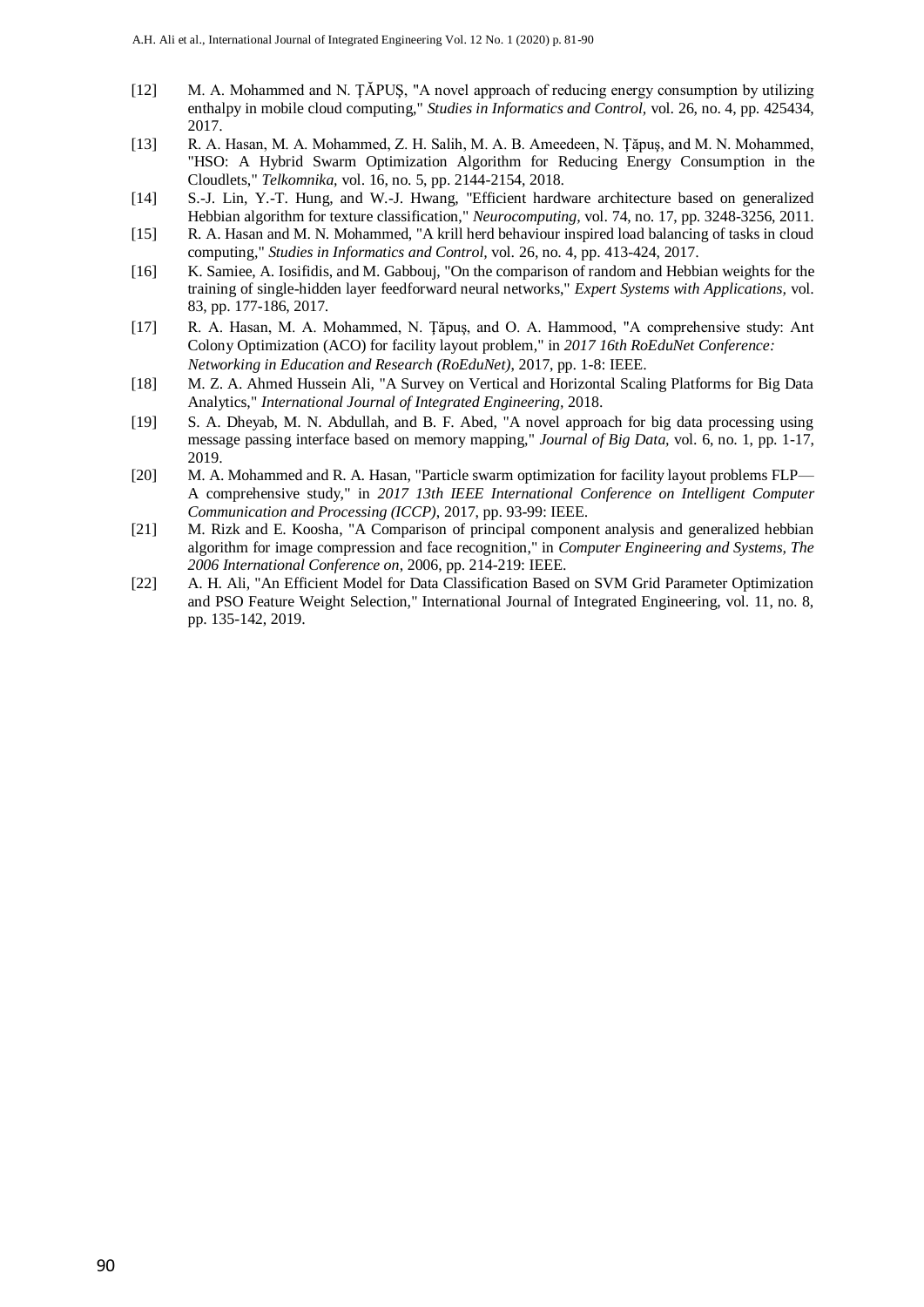[12] M. A. Mohammed and N. ŢĂPUŞ, "A novel approach of reducing energy consumption by utilizing enthalpy in mobile cloud computing," *Studies in Informatics and Control,* vol. 26, no. 4, pp. 425434, 2017.

[13] R. A. Hasan, M. A. Mohammed, Z. H. Salih, M. A. B. Ameedeen, N. Ţăpuş, and M. N. Mohammed, "HSO: A Hybrid Swarm Optimization Algorithm for Reducing Energy Consumption in the Cloudlets," *Telkomnika,* vol. 16, no. 5, pp. 2144-2154, 2018.

[14] S.-J. Lin, Y.-T. Hung, and W.-J. Hwang, "Efficient hardware architecture based on generalized Hebbian algorithm for texture classification," *Neurocomputing,* vol. 74, no. 17, pp. 3248-3256, 2011.

[15] R. A. Hasan and M. N. Mohammed, "A krill herd behaviour inspired load balancing of tasks in cloud computing," *Studies in Informatics and Control,* vol. 26, no. 4, pp. 413-424, 2017.

[16] K. Samiee, A. Iosifidis, and M. Gabbouj, "On the comparison of random and Hebbian weights for the training of single-hidden layer feedforward neural networks," *Expert Systems with Applications,* vol. 83, pp. 177-186, 2017.

[17] R. A. Hasan, M. A. Mohammed, N. Ţăpuş, and O. A. Hammood, "A comprehensive study: Ant Colony Optimization (ACO) for facility layout problem," in *2017 16th RoEduNet Conference: Networking in Education and Research (RoEduNet),* 2017, pp. 1-8: IEEE.

[18] M. Z. A. Ahmed Hussein Ali, "A Survey on Vertical and Horizontal Scaling Platforms for Big Data Analytics," *International Journal of Integrated Engineering,* 2018.

[19] S. A. Dheyab, M. N. Abdullah, and B. F. Abed, "A novel approach for big data processing using message passing interface based on memory mapping," *Journal of Big Data,* vol. 6, no. 1, pp. 1-17, 2019.

[20] M. A. Mohammed and R. A. Hasan, "Particle swarm optimization for facility layout problems FLP—A comprehensive study," in *2017 13th IEEE International Conference on Intelligent Computer Communication and Processing (ICCP),* 2017, pp. 93-99: IEEE.

[21] M. Rizk and E. Koosha, "A Comparison of principal component analysis and generalized hebbian algorithm for image compression and face recognition," in *Computer Engineering and Systems, The 2006 International Conference on*, 2006, pp. 214-219: IEEE.

[22] A. H. Ali, "An Efficient Model for Data Classification Based on SVM Grid Parameter Optimization and PSO Feature Weight Selection," International Journal of Integrated Engineering, vol. 11, no. 8, pp. 135-142, 2019.